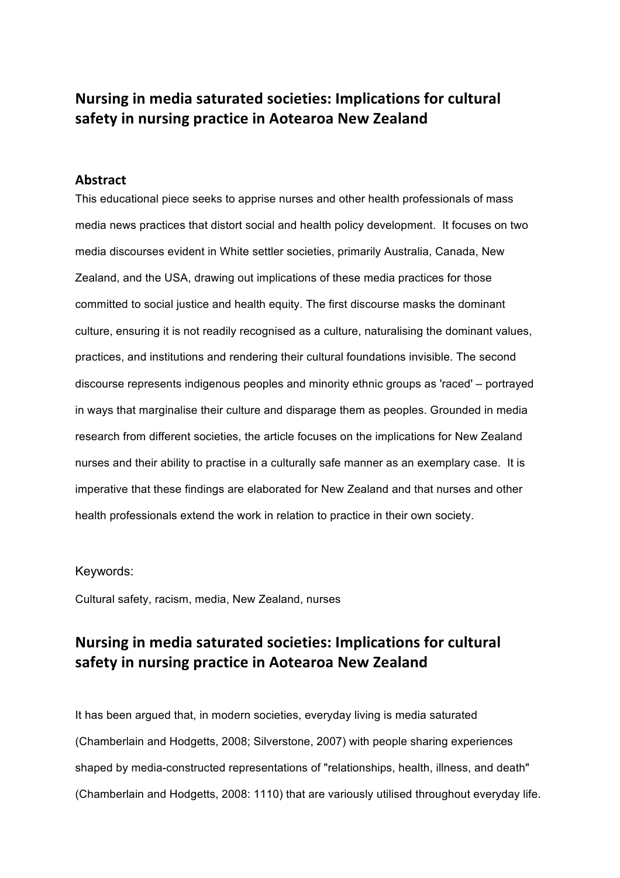# Nursing in media saturated societies: Implications for cultural safety in nursing practice in Aotearoa New Zealand

## Abstract

This educational piece seeks to apprise nurses and other health professionals of mass media news practices that distort social and health policy development. It focuses on two media discourses evident in White settler societies, primarily Australia, Canada, New Zealand, and the USA, drawing out implications of these media practices for those committed to social justice and health equity. The first discourse masks the dominant culture, ensuring it is not readily recognised as a culture, naturalising the dominant values, practices, and institutions and rendering their cultural foundations invisible. The second discourse represents indigenous peoples and minority ethnic groups as 'raced' – portrayed in ways that marginalise their culture and disparage them as peoples. Grounded in media research from different societies, the article focuses on the implications for New Zealand nurses and their ability to practise in a culturally safe manner as an exemplary case. It is imperative that these findings are elaborated for New Zealand and that nurses and other health professionals extend the work in relation to practice in their own society.

Keywords:

Cultural safety, racism, media, New Zealand, nurses

# Nursing in media saturated societies: Implications for cultural safety in nursing practice in Aotearoa New Zealand

It has been argued that, in modern societies, everyday living is media saturated (Chamberlain and Hodgetts, 2008; Silverstone, 2007) with people sharing experiences shaped by media-constructed representations of "relationships, health, illness, and death" (Chamberlain and Hodgetts, 2008: 1110) that are variously utilised throughout everyday life.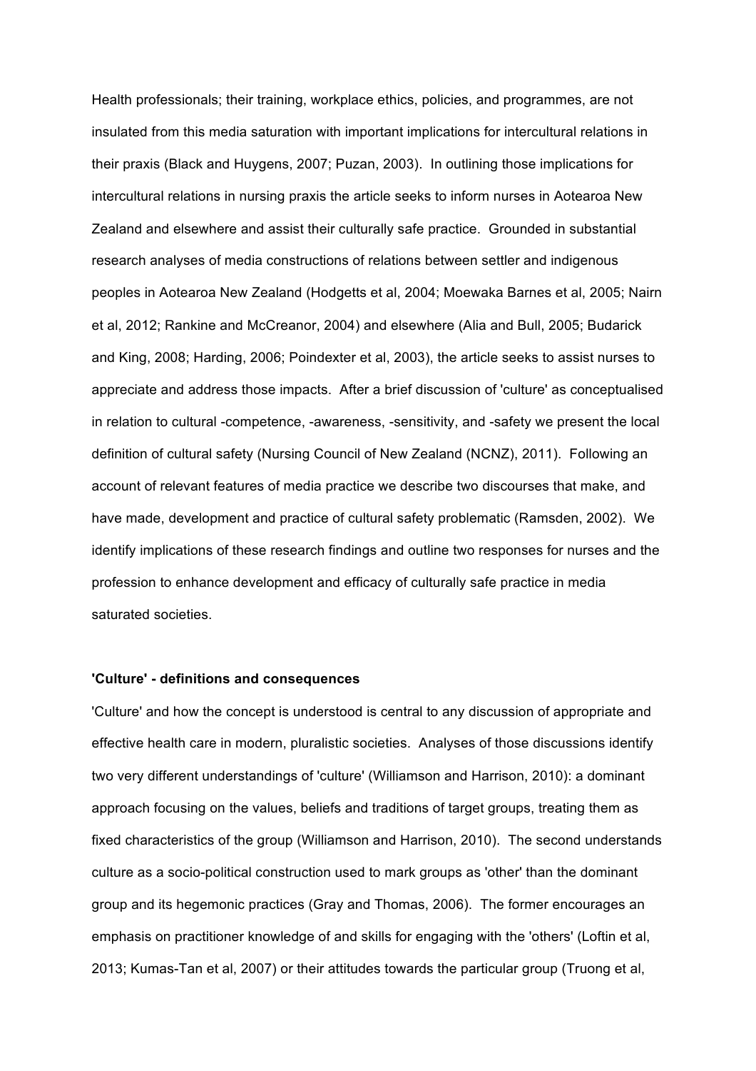Health professionals; their training, workplace ethics, policies, and programmes, are not insulated from this media saturation with important implications for intercultural relations in their praxis (Black and Huygens, 2007; Puzan, 2003). In outlining those implications for intercultural relations in nursing praxis the article seeks to inform nurses in Aotearoa New Zealand and elsewhere and assist their culturally safe practice. Grounded in substantial research analyses of media constructions of relations between settler and indigenous peoples in Aotearoa New Zealand (Hodgetts et al, 2004; Moewaka Barnes et al, 2005; Nairn et al, 2012; Rankine and McCreanor, 2004) and elsewhere (Alia and Bull, 2005; Budarick and King, 2008; Harding, 2006; Poindexter et al, 2003), the article seeks to assist nurses to appreciate and address those impacts. After a brief discussion of 'culture' as conceptualised in relation to cultural -competence, -awareness, -sensitivity, and -safety we present the local definition of cultural safety (Nursing Council of New Zealand (NCNZ), 2011). Following an account of relevant features of media practice we describe two discourses that make, and have made, development and practice of cultural safety problematic (Ramsden, 2002). We identify implications of these research findings and outline two responses for nurses and the profession to enhance development and efficacy of culturally safe practice in media saturated societies.

**'Culture' - definitions and consequences**

'Culture' and how the concept is understood is central to any discussion of appropriate and effective health care in modern, pluralistic societies. Analyses of those discussions identify two very different understandings of 'culture' (Williamson and Harrison, 2010): a dominant approach focusing on the values, beliefs and traditions of target groups, treating them as fixed characteristics of the group (Williamson and Harrison, 2010). The second understands culture as a socio-political construction used to mark groups as 'other' than the dominant group and its hegemonic practices (Gray and Thomas, 2006). The former encourages an emphasis on practitioner knowledge of and skills for engaging with the 'others' (Loftin et al, 2013; Kumas-Tan et al, 2007) or their attitudes towards the particular group (Truong et al,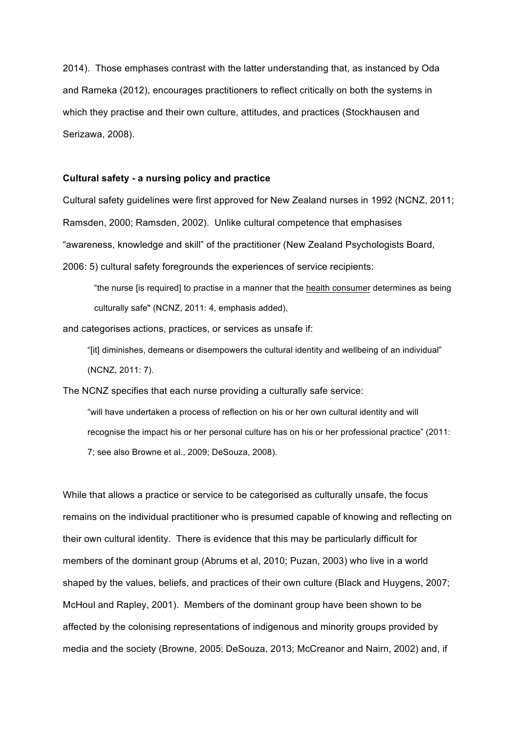2014). Those emphases contrast with the latter understanding that, as instanced by Oda and Rameka (2012), encourages practitioners to reflect critically on both the systems in which they practise and their own culture, attitudes, and practices (Stockhausen and Serizawa, 2008).

**Cultural safety - a nursing policy and practice**

Cultural safety guidelines were first approved for New Zealand nurses in 1992 (NCNZ, 2011; Ramsden, 2000; Ramsden, 2002). Unlike cultural competence that emphasises "awareness, knowledge and skill" of the practitioner (New Zealand Psychologists Board, 2006: 5) cultural safety foregrounds the experiences of service recipients:

> "the nurse [is required] to practise in a manner that the <u>health consumer</u> determines as being culturally safe" (NCNZ, 2011: 4, emphasis added),

and categorises actions, practices, or services as unsafe if:

> "[it] diminishes, demeans or disempowers the cultural identity and wellbeing of an individual" (NCNZ, 2011: 7).

The NCNZ specifies that each nurse providing a culturally safe service:

> "will have undertaken a process of reflection on his or her own cultural identity and will recognise the impact his or her personal culture has on his or her professional practice" (2011: 7; see also Browne et al., 2009; DeSouza, 2008).

While that allows a practice or service to be categorised as culturally unsafe, the focus remains on the individual practitioner who is presumed capable of knowing and reflecting on their own cultural identity. There is evidence that this may be particularly difficult for members of the dominant group (Abrums et al, 2010; Puzan, 2003) who live in a world shaped by the values, beliefs, and practices of their own culture (Black and Huygens, 2007; McHoul and Rapley, 2001). Members of the dominant group have been shown to be affected by the colonising representations of indigenous and minority groups provided by media and the society (Browne, 2005; DeSouza, 2013; McCreanor and Nairn, 2002) and, if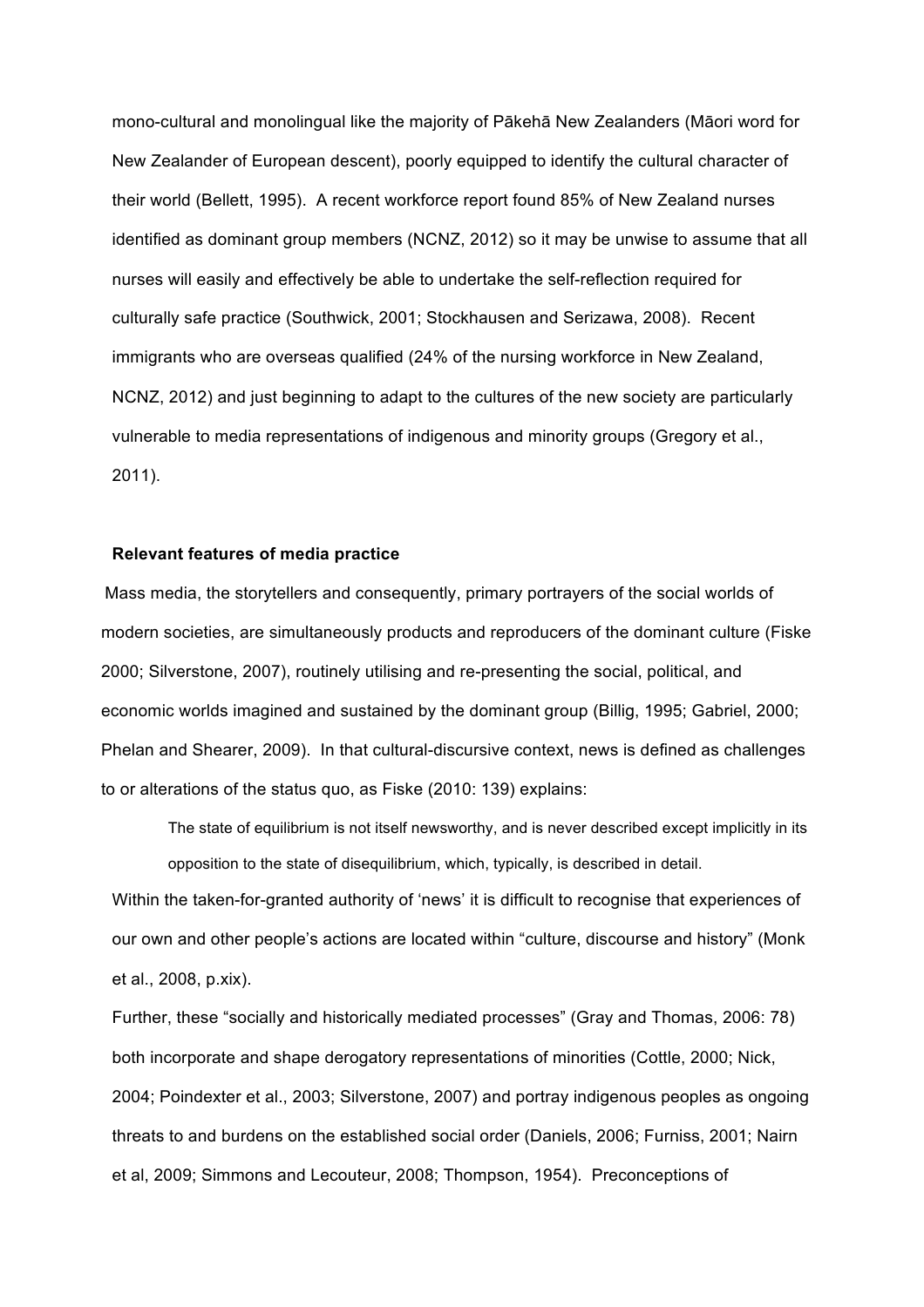mono-cultural and monolingual like the majority of Pākehā New Zealanders (Māori word for New Zealander of European descent), poorly equipped to identify the cultural character of their world (Bellett, 1995). A recent workforce report found 85% of New Zealand nurses identified as dominant group members (NCNZ, 2012) so it may be unwise to assume that all nurses will easily and effectively be able to undertake the self-reflection required for culturally safe practice (Southwick, 2001; Stockhausen and Serizawa, 2008). Recent immigrants who are overseas qualified (24% of the nursing workforce in New Zealand, NCNZ, 2012) and just beginning to adapt to the cultures of the new society are particularly vulnerable to media representations of indigenous and minority groups (Gregory et al., 2011).

**Relevant features of media practice**

Mass media, the storytellers and consequently, primary portrayers of the social worlds of modern societies, are simultaneously products and reproducers of the dominant culture (Fiske 2000; Silverstone, 2007), routinely utilising and re-presenting the social, political, and economic worlds imagined and sustained by the dominant group (Billig, 1995; Gabriel, 2000; Phelan and Shearer, 2009). In that cultural-discursive context, news is defined as challenges to or alterations of the status quo, as Fiske (2010: 139) explains:

> The state of equilibrium is not itself newsworthy, and is never described except implicitly in its opposition to the state of disequilibrium, which, typically, is described in detail.

Within the taken-for-granted authority of 'news' it is difficult to recognise that experiences of our own and other people's actions are located within "culture, discourse and history" (Monk et al., 2008, p.xix).

Further, these "socially and historically mediated processes" (Gray and Thomas, 2006: 78) both incorporate and shape derogatory representations of minorities (Cottle, 2000; Nick, 2004; Poindexter et al., 2003; Silverstone, 2007) and portray indigenous peoples as ongoing threats to and burdens on the established social order (Daniels, 2006; Furniss, 2001; Nairn et al, 2009; Simmons and Lecouteur, 2008; Thompson, 1954). Preconceptions of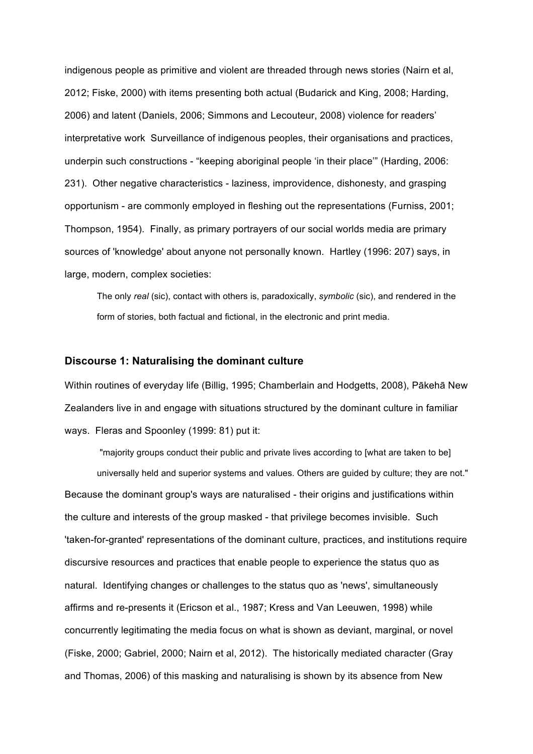indigenous people as primitive and violent are threaded through news stories (Nairn et al, 2012; Fiske, 2000) with items presenting both actual (Budarick and King, 2008; Harding, 2006) and latent (Daniels, 2006; Simmons and Lecouteur, 2008) violence for readers' interpretative work Surveillance of indigenous peoples, their organisations and practices, underpin such constructions - "keeping aboriginal people 'in their place'" (Harding, 2006: 231). Other negative characteristics - laziness, improvidence, dishonesty, and grasping opportunism - are commonly employed in fleshing out the representations (Furniss, 2001; Thompson, 1954). Finally, as primary portrayers of our social worlds media are primary sources of 'knowledge' about anyone not personally known. Hartley (1996: 207) says, in large, modern, complex societies:

> The only *real* (sic), contact with others is, paradoxically, *symbolic* (sic), and rendered in the form of stories, both factual and fictional, in the electronic and print media.

### Discourse 1: Naturalising the dominant culture

Within routines of everyday life (Billig, 1995; Chamberlain and Hodgetts, 2008), Pākehā New Zealanders live in and engage with situations structured by the dominant culture in familiar ways. Fleras and Spoonley (1999: 81) put it:

> "majority groups conduct their public and private lives according to [what are taken to be] universally held and superior systems and values. Others are guided by culture; they are not."

Because the dominant group's ways are naturalised - their origins and justifications within the culture and interests of the group masked - that privilege becomes invisible. Such 'taken-for-granted' representations of the dominant culture, practices, and institutions require discursive resources and practices that enable people to experience the status quo as natural. Identifying changes or challenges to the status quo as 'news', simultaneously affirms and re-presents it (Ericson et al., 1987; Kress and Van Leeuwen, 1998) while concurrently legitimating the media focus on what is shown as deviant, marginal, or novel (Fiske, 2000; Gabriel, 2000; Nairn et al, 2012). The historically mediated character (Gray and Thomas, 2006) of this masking and naturalising is shown by its absence from New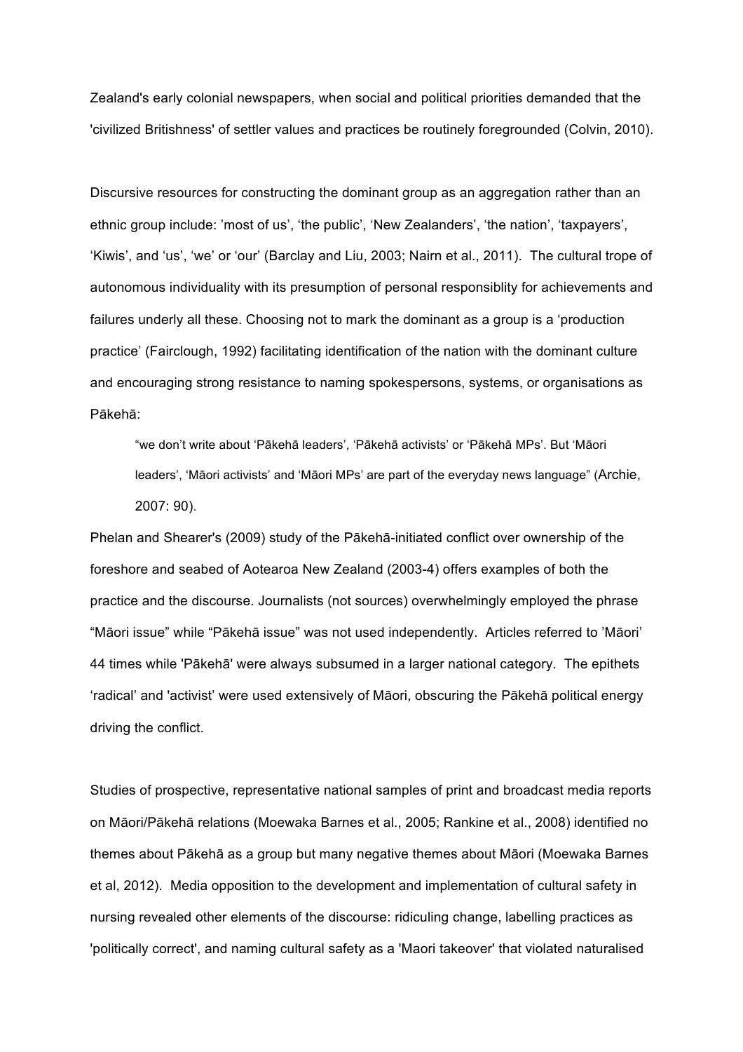Zealand's early colonial newspapers, when social and political priorities demanded that the 'civilized Britishness' of settler values and practices be routinely foregrounded (Colvin, 2010).

Discursive resources for constructing the dominant group as an aggregation rather than an ethnic group include: 'most of us', 'the public', 'New Zealanders', 'the nation', 'taxpayers', 'Kiwis', and 'us', 'we' or 'our' (Barclay and Liu, 2003; Nairn et al., 2011). The cultural trope of autonomous individuality with its presumption of personal responsiblity for achievements and failures underly all these. Choosing not to mark the dominant as a group is a 'production practice' (Fairclough, 1992) facilitating identification of the nation with the dominant culture and encouraging strong resistance to naming spokespersons, systems, or organisations as Pākehā:

> "we don't write about 'Pākehā leaders', 'Pākehā activists' or 'Pākehā MPs'. But 'Māori leaders', 'Māori activists' and 'Māori MPs' are part of the everyday news language" (Archie, 2007: 90).

Phelan and Shearer's (2009) study of the Pākehā-initiated conflict over ownership of the foreshore and seabed of Aotearoa New Zealand (2003-4) offers examples of both the practice and the discourse. Journalists (not sources) overwhelmingly employed the phrase "Māori issue" while "Pākehā issue" was not used independently. Articles referred to 'Māori' 44 times while 'Pākehā' were always subsumed in a larger national category. The epithets 'radical' and 'activist' were used extensively of Māori, obscuring the Pākehā political energy driving the conflict.

Studies of prospective, representative national samples of print and broadcast media reports on Māori/Pākehā relations (Moewaka Barnes et al., 2005; Rankine et al., 2008) identified no themes about Pākehā as a group but many negative themes about Māori (Moewaka Barnes et al, 2012). Media opposition to the development and implementation of cultural safety in nursing revealed other elements of the discourse: ridiculing change, labelling practices as 'politically correct', and naming cultural safety as a 'Maori takeover' that violated naturalised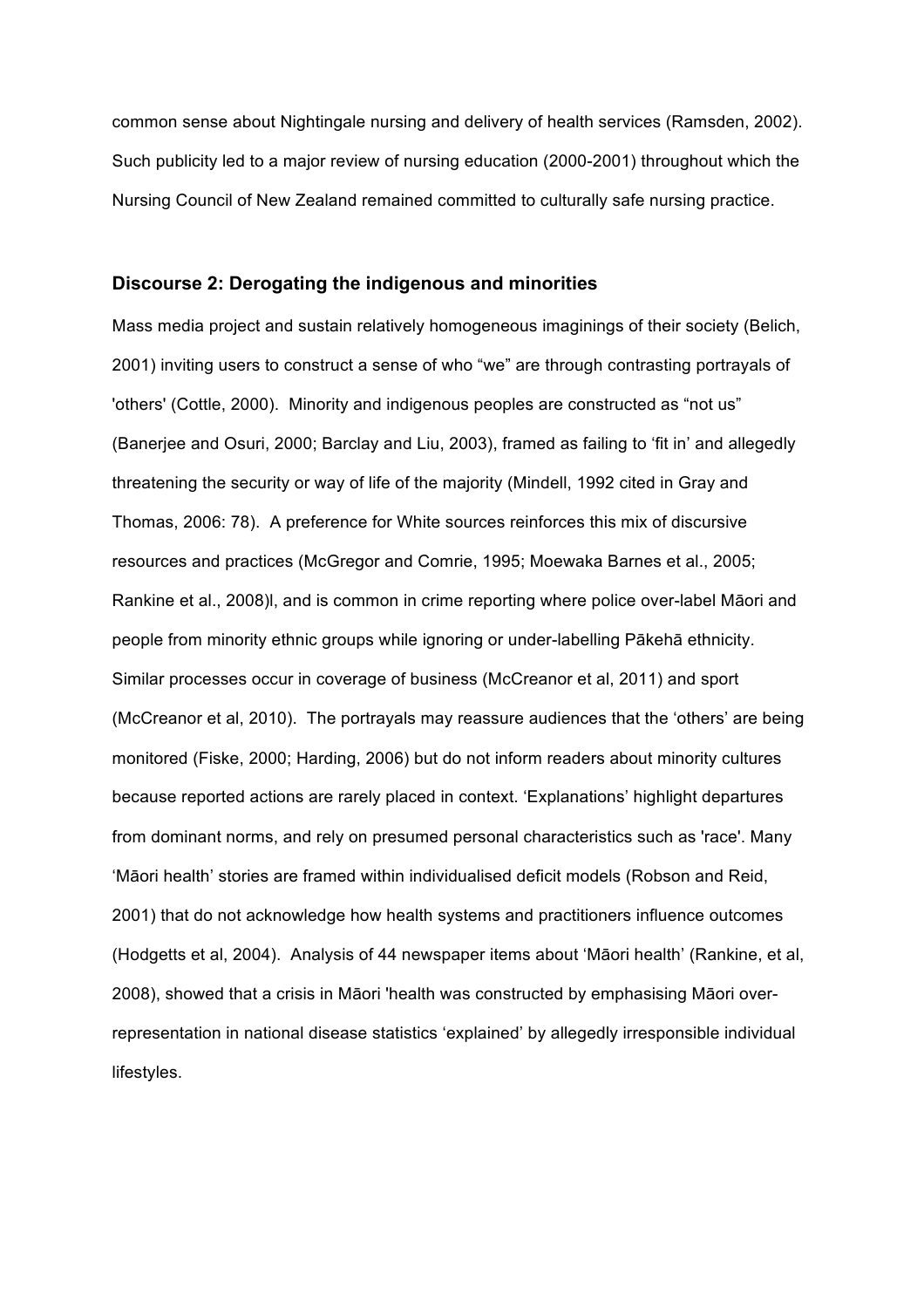common sense about Nightingale nursing and delivery of health services (Ramsden, 2002). Such publicity led to a major review of nursing education (2000-2001) throughout which the Nursing Council of New Zealand remained committed to culturally safe nursing practice.

### Discourse 2: Derogating the indigenous and minorities

Mass media project and sustain relatively homogeneous imaginings of their society (Belich, 2001) inviting users to construct a sense of who "we" are through contrasting portrayals of 'others' (Cottle, 2000). Minority and indigenous peoples are constructed as "not us" (Banerjee and Osuri, 2000; Barclay and Liu, 2003), framed as failing to 'fit in' and allegedly threatening the security or way of life of the majority (Mindell, 1992 cited in Gray and Thomas, 2006: 78). A preference for White sources reinforces this mix of discursive resources and practices (McGregor and Comrie, 1995; Moewaka Barnes et al., 2005; Rankine et al., 2008)l, and is common in crime reporting where police over-label Māori and people from minority ethnic groups while ignoring or under-labelling Pākehā ethnicity. Similar processes occur in coverage of business (McCreanor et al, 2011) and sport (McCreanor et al, 2010). The portrayals may reassure audiences that the 'others' are being monitored (Fiske, 2000; Harding, 2006) but do not inform readers about minority cultures because reported actions are rarely placed in context. 'Explanations' highlight departures from dominant norms, and rely on presumed personal characteristics such as 'race'. Many 'Māori health' stories are framed within individualised deficit models (Robson and Reid, 2001) that do not acknowledge how health systems and practitioners influence outcomes (Hodgetts et al, 2004). Analysis of 44 newspaper items about 'Māori health' (Rankine, et al, 2008), showed that a crisis in Māori 'health was constructed by emphasising Māori over-representation in national disease statistics 'explained' by allegedly irresponsible individual lifestyles.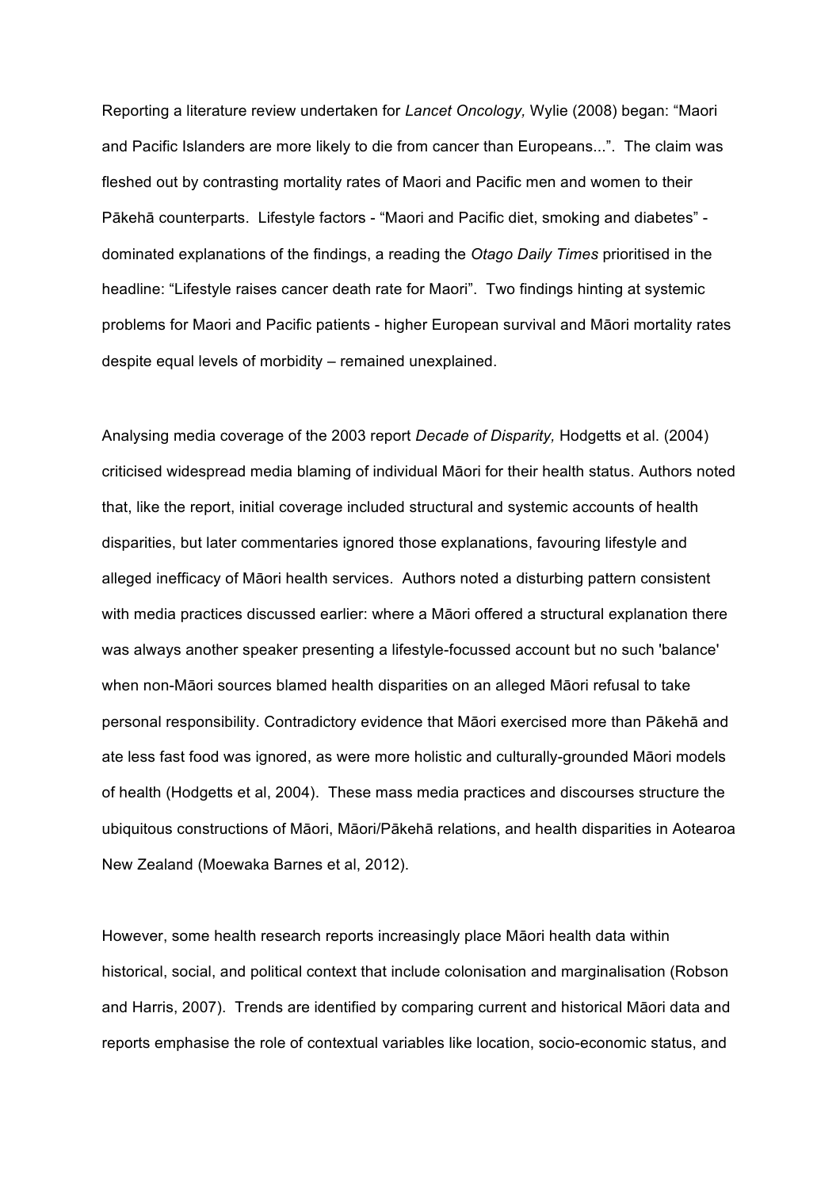Reporting a literature review undertaken for *Lancet Oncology,* Wylie (2008) began: "Maori and Pacific Islanders are more likely to die from cancer than Europeans...". The claim was fleshed out by contrasting mortality rates of Maori and Pacific men and women to their Pākehā counterparts. Lifestyle factors - "Maori and Pacific diet, smoking and diabetes" - dominated explanations of the findings, a reading the *Otago Daily Times* prioritised in the headline: "Lifestyle raises cancer death rate for Maori". Two findings hinting at systemic problems for Maori and Pacific patients - higher European survival and Māori mortality rates despite equal levels of morbidity – remained unexplained.

Analysing media coverage of the 2003 report *Decade of Disparity,* Hodgetts et al. (2004) criticised widespread media blaming of individual Māori for their health status. Authors noted that, like the report, initial coverage included structural and systemic accounts of health disparities, but later commentaries ignored those explanations, favouring lifestyle and alleged inefficacy of Māori health services. Authors noted a disturbing pattern consistent with media practices discussed earlier: where a Māori offered a structural explanation there was always another speaker presenting a lifestyle-focussed account but no such 'balance' when non-Māori sources blamed health disparities on an alleged Māori refusal to take personal responsibility. Contradictory evidence that Māori exercised more than Pākehā and ate less fast food was ignored, as were more holistic and culturally-grounded Māori models of health (Hodgetts et al, 2004). These mass media practices and discourses structure the ubiquitous constructions of Māori, Māori/Pākehā relations, and health disparities in Aotearoa New Zealand (Moewaka Barnes et al, 2012).

However, some health research reports increasingly place Māori health data within historical, social, and political context that include colonisation and marginalisation (Robson and Harris, 2007). Trends are identified by comparing current and historical Māori data and reports emphasise the role of contextual variables like location, socio-economic status, and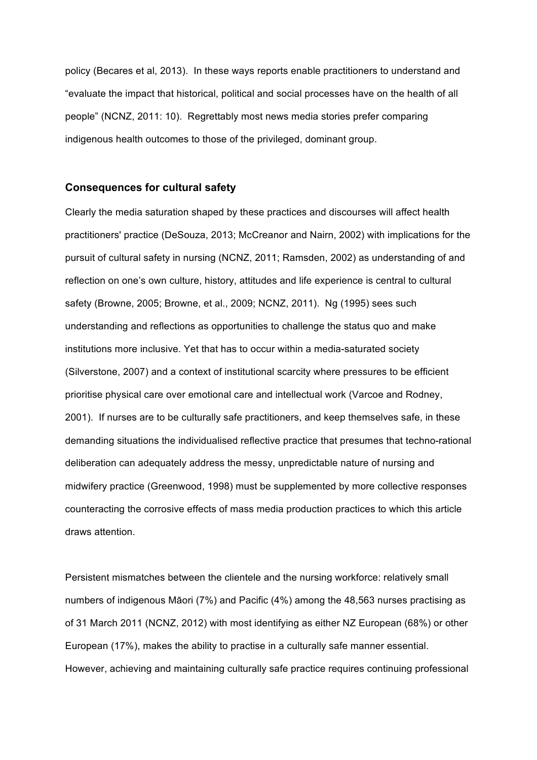policy (Becares et al, 2013). In these ways reports enable practitioners to understand and "evaluate the impact that historical, political and social processes have on the health of all people" (NCNZ, 2011: 10). Regrettably most news media stories prefer comparing indigenous health outcomes to those of the privileged, dominant group.

### Consequences for cultural safety

Clearly the media saturation shaped by these practices and discourses will affect health practitioners' practice (DeSouza, 2013; McCreanor and Nairn, 2002) with implications for the pursuit of cultural safety in nursing (NCNZ, 2011; Ramsden, 2002) as understanding of and reflection on one's own culture, history, attitudes and life experience is central to cultural safety (Browne, 2005; Browne, et al., 2009; NCNZ, 2011). Ng (1995) sees such understanding and reflections as opportunities to challenge the status quo and make institutions more inclusive. Yet that has to occur within a media-saturated society (Silverstone, 2007) and a context of institutional scarcity where pressures to be efficient prioritise physical care over emotional care and intellectual work (Varcoe and Rodney, 2001). If nurses are to be culturally safe practitioners, and keep themselves safe, in these demanding situations the individualised reflective practice that presumes that techno-rational deliberation can adequately address the messy, unpredictable nature of nursing and midwifery practice (Greenwood, 1998) must be supplemented by more collective responses counteracting the corrosive effects of mass media production practices to which this article draws attention.

Persistent mismatches between the clientele and the nursing workforce: relatively small numbers of indigenous Māori (7%) and Pacific (4%) among the 48,563 nurses practising as of 31 March 2011 (NCNZ, 2012) with most identifying as either NZ European (68%) or other European (17%), makes the ability to practise in a culturally safe manner essential. However, achieving and maintaining culturally safe practice requires continuing professional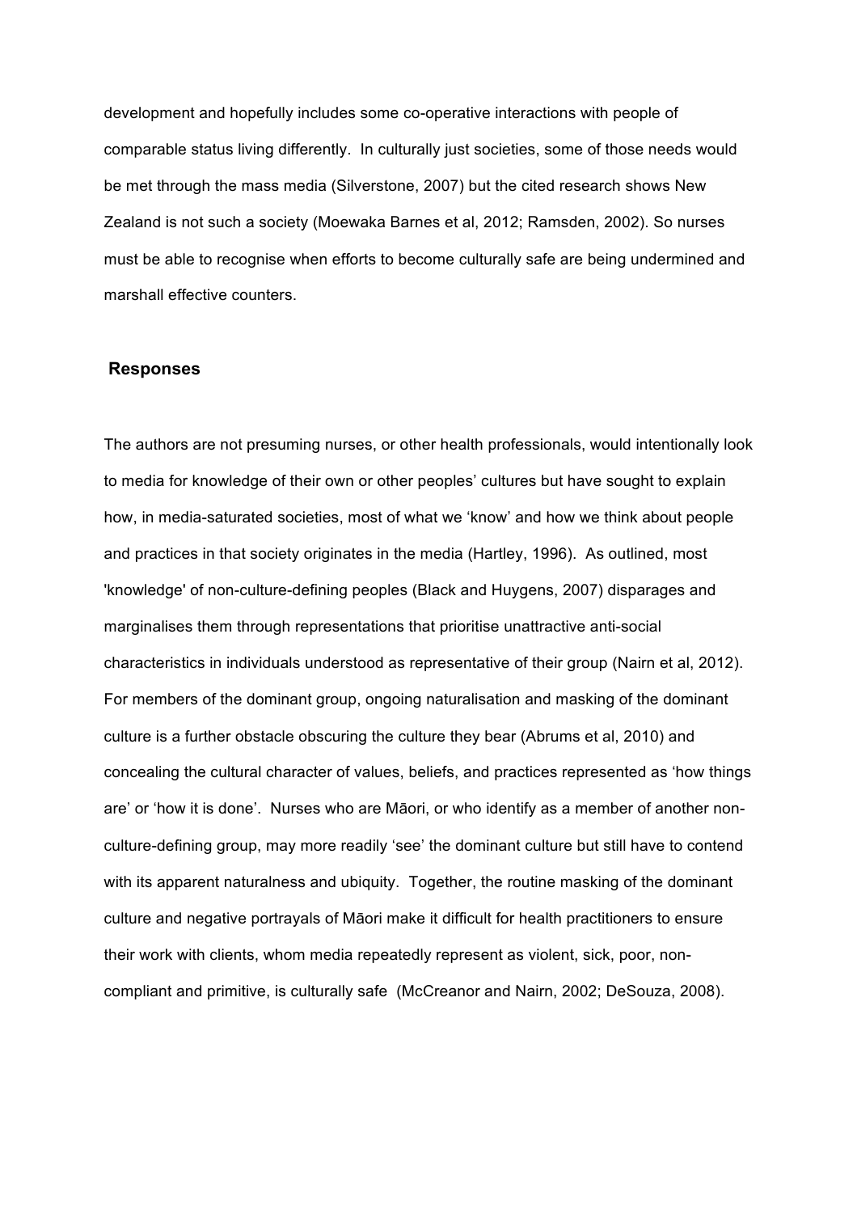development and hopefully includes some co-operative interactions with people of comparable status living differently. In culturally just societies, some of those needs would be met through the mass media (Silverstone, 2007) but the cited research shows New Zealand is not such a society (Moewaka Barnes et al, 2012; Ramsden, 2002). So nurses must be able to recognise when efforts to become culturally safe are being undermined and marshall effective counters.

## Responses

The authors are not presuming nurses, or other health professionals, would intentionally look to media for knowledge of their own or other peoples' cultures but have sought to explain how, in media-saturated societies, most of what we 'know' and how we think about people and practices in that society originates in the media (Hartley, 1996). As outlined, most 'knowledge' of non-culture-defining peoples (Black and Huygens, 2007) disparages and marginalises them through representations that prioritise unattractive anti-social characteristics in individuals understood as representative of their group (Nairn et al, 2012). For members of the dominant group, ongoing naturalisation and masking of the dominant culture is a further obstacle obscuring the culture they bear (Abrums et al, 2010) and concealing the cultural character of values, beliefs, and practices represented as 'how things are' or 'how it is done'. Nurses who are Māori, or who identify as a member of another non-culture-defining group, may more readily 'see' the dominant culture but still have to contend with its apparent naturalness and ubiquity. Together, the routine masking of the dominant culture and negative portrayals of Māori make it difficult for health practitioners to ensure their work with clients, whom media repeatedly represent as violent, sick, poor, non-compliant and primitive, is culturally safe (McCreanor and Nairn, 2002; DeSouza, 2008).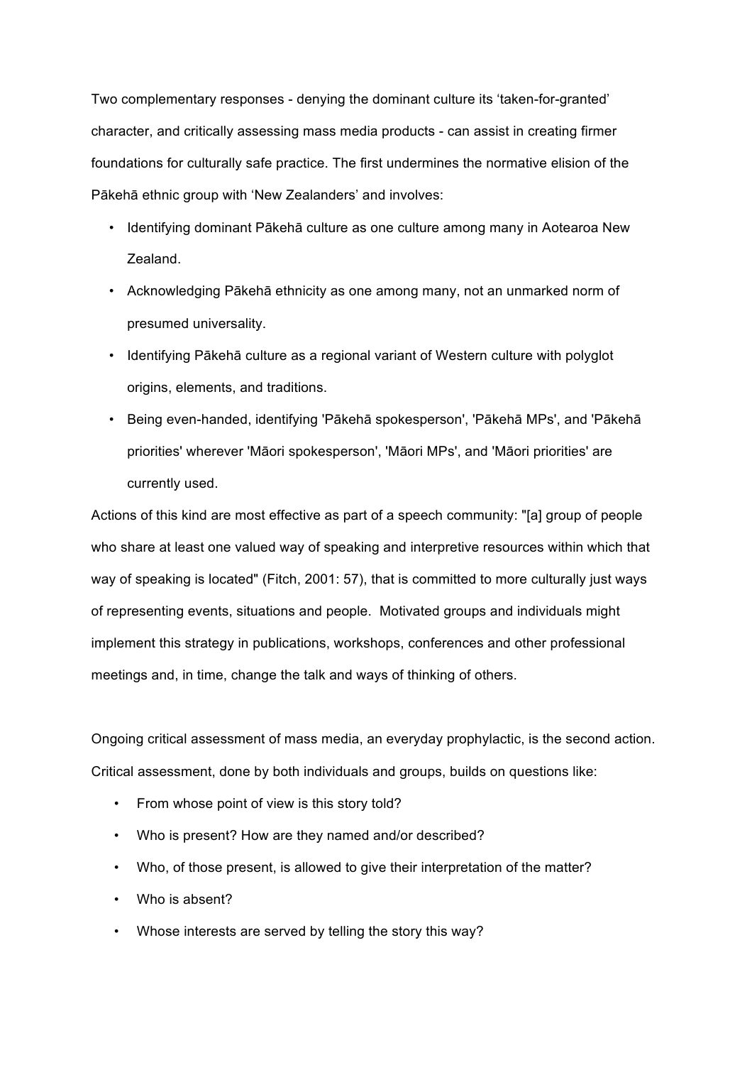Two complementary responses - denying the dominant culture its ‘taken-for-granted’ character, and critically assessing mass media products - can assist in creating firmer foundations for culturally safe practice. The first undermines the normative elision of the Pākehā ethnic group with ‘New Zealanders’ and involves:

- Identifying dominant Pākehā culture as one culture among many in Aotearoa New Zealand.
- Acknowledging Pākehā ethnicity as one among many, not an unmarked norm of presumed universality.
- Identifying Pākehā culture as a regional variant of Western culture with polyglot origins, elements, and traditions.
- Being even-handed, identifying 'Pākehā spokesperson', 'Pākehā MPs', and 'Pākehā priorities' wherever 'Māori spokesperson', 'Māori MPs', and 'Māori priorities' are currently used.

Actions of this kind are most effective as part of a speech community: "[a] group of people who share at least one valued way of speaking and interpretive resources within which that way of speaking is located" (Fitch, 2001: 57), that is committed to more culturally just ways of representing events, situations and people. Motivated groups and individuals might implement this strategy in publications, workshops, conferences and other professional meetings and, in time, change the talk and ways of thinking of others.

Ongoing critical assessment of mass media, an everyday prophylactic, is the second action. Critical assessment, done by both individuals and groups, builds on questions like:

- From whose point of view is this story told?
- Who is present? How are they named and/or described?
- Who, of those present, is allowed to give their interpretation of the matter?
- Who is absent?
- Whose interests are served by telling the story this way?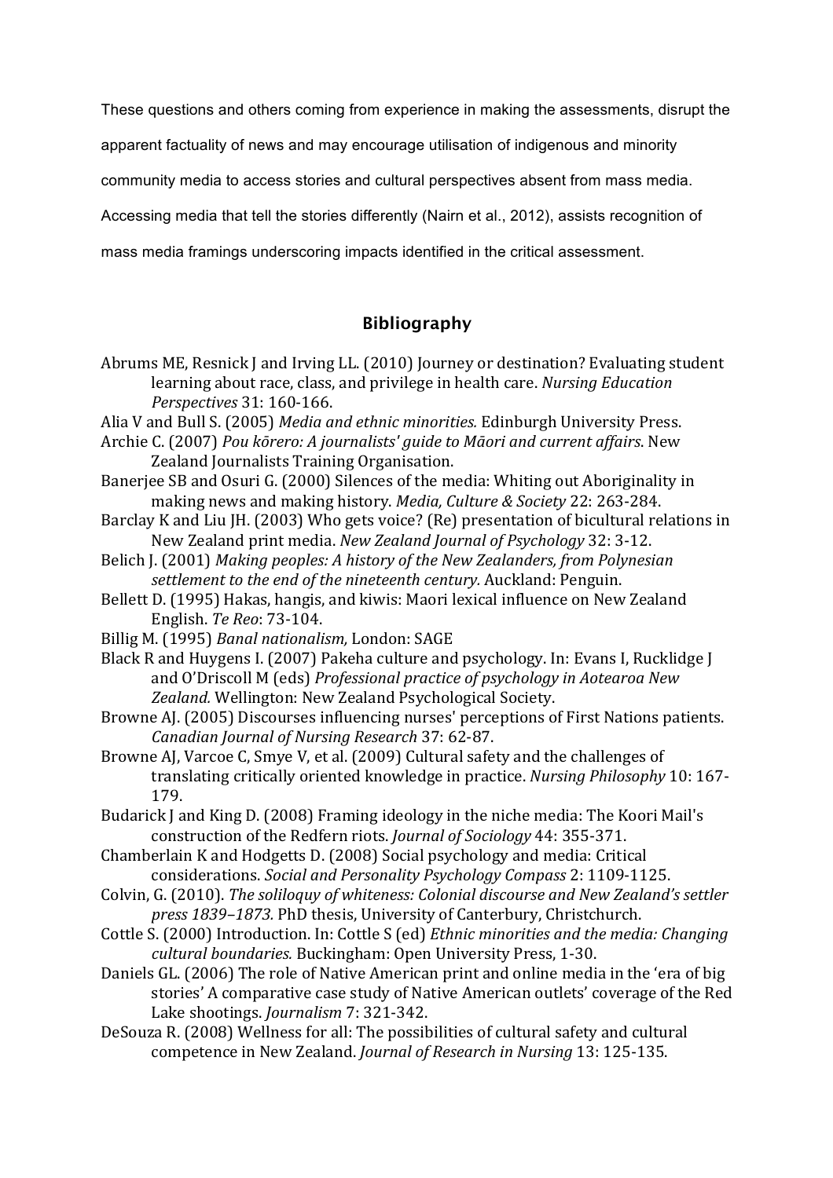These questions and others coming from experience in making the assessments, disrupt the apparent factuality of news and may encourage utilisation of indigenous and minority community media to access stories and cultural perspectives absent from mass media. Accessing media that tell the stories differently (Nairn et al., 2012), assists recognition of mass media framings underscoring impacts identified in the critical assessment.

## Bibliography

Abrums ME, Resnick J and Irving LL. (2010) Journey or destination? Evaluating student learning about race, class, and privilege in health care. *Nursing Education Perspectives* 31: 160-166.

Alia V and Bull S. (2005) *Media and ethnic minorities.* Edinburgh University Press.

Archie C. (2007) *Pou kōrero: A journalists' guide to Māori and current affairs*. New Zealand Journalists Training Organisation.

Banerjee SB and Osuri G. (2000) Silences of the media: Whiting out Aboriginality in making news and making history. *Media, Culture & Society* 22: 263-284.

Barclay K and Liu JH. (2003) Who gets voice? (Re) presentation of bicultural relations in New Zealand print media. *New Zealand Journal of Psychology* 32: 3-12.

Belich J. (2001) *Making peoples: A history of the New Zealanders, from Polynesian settlement to the end of the nineteenth century.* Auckland: Penguin.

Bellett D. (1995) Hakas, hangis, and kiwis: Maori lexical influence on New Zealand English. *Te Reo*: 73-104.

Billig M. (1995) *Banal nationalism,* London: SAGE

Black R and Huygens I. (2007) Pakeha culture and psychology. In: Evans I, Rucklidge J and O'Driscoll M (eds) *Professional practice of psychology in Aotearoa New Zealand.* Wellington: New Zealand Psychological Society.

Browne AJ. (2005) Discourses influencing nurses' perceptions of First Nations patients. *Canadian Journal of Nursing Research* 37: 62-87.

Browne AJ, Varcoe C, Smye V, et al. (2009) Cultural safety and the challenges of translating critically oriented knowledge in practice. *Nursing Philosophy* 10: 167-179.

Budarick J and King D. (2008) Framing ideology in the niche media: The Koori Mail's construction of the Redfern riots. *Journal of Sociology* 44: 355-371.

Chamberlain K and Hodgetts D. (2008) Social psychology and media: Critical considerations. *Social and Personality Psychology Compass* 2: 1109-1125.

Colvin, G. (2010). *The soliloquy of whiteness: Colonial discourse and New Zealand's settler press 1839–1873.* PhD thesis, University of Canterbury, Christchurch.

Cottle S. (2000) Introduction. In: Cottle S (ed) *Ethnic minorities and the media: Changing cultural boundaries.* Buckingham: Open University Press, 1-30.

Daniels GL. (2006) The role of Native American print and online media in the 'era of big stories' A comparative case study of Native American outlets' coverage of the Red Lake shootings. *Journalism* 7: 321-342.

DeSouza R. (2008) Wellness for all: The possibilities of cultural safety and cultural competence in New Zealand. *Journal of Research in Nursing* 13: 125-135.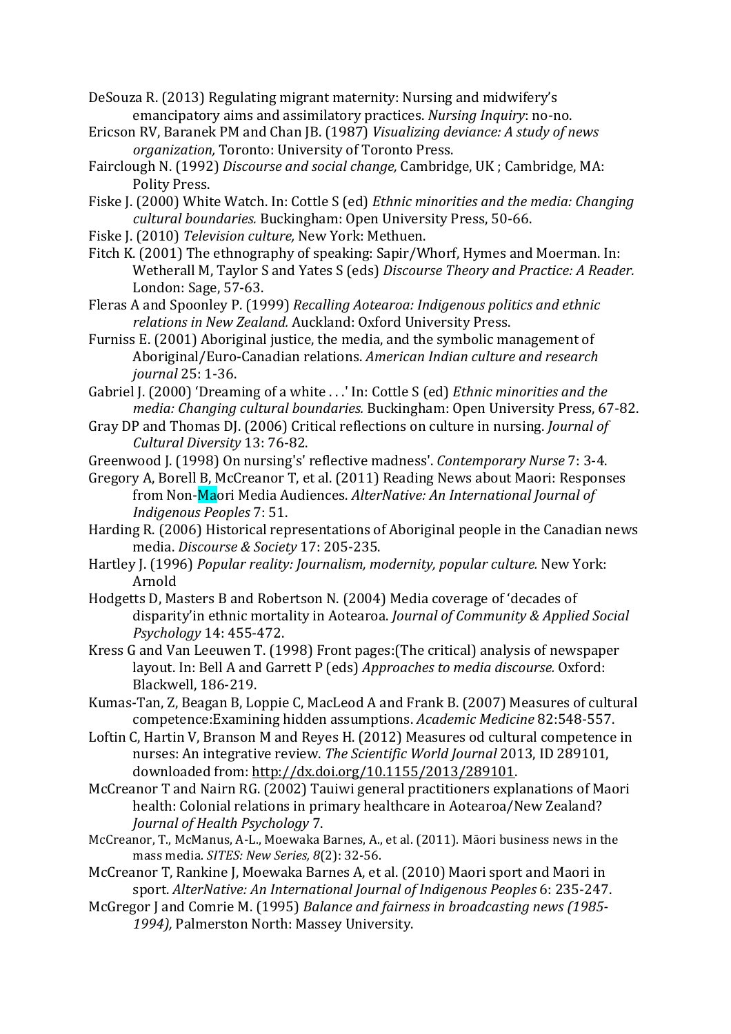DeSouza R. (2013) Regulating migrant maternity: Nursing and midwifery's emancipatory aims and assimilatory practices. *Nursing Inquiry*: no-no.

Ericson RV, Baranek PM and Chan JB. (1987) *Visualizing deviance: A study of news organization,* Toronto: University of Toronto Press.

Fairclough N. (1992) *Discourse and social change,* Cambridge, UK ; Cambridge, MA: Polity Press.

Fiske J. (2000) White Watch. In: Cottle S (ed) *Ethnic minorities and the media: Changing cultural boundaries.* Buckingham: Open University Press, 50-66.

Fiske J. (2010) *Television culture,* New York: Methuen.

Fitch K. (2001) The ethnography of speaking: Sapir/Whorf, Hymes and Moerman. In: Wetherall M, Taylor S and Yates S (eds) *Discourse Theory and Practice: A Reader.* London: Sage, 57-63.

Fleras A and Spoonley P. (1999) *Recalling Aotearoa: Indigenous politics and ethnic relations in New Zealand.* Auckland: Oxford University Press.

Furniss E. (2001) Aboriginal justice, the media, and the symbolic management of Aboriginal/Euro-Canadian relations. *American Indian culture and research journal* 25: 1-36.

Gabriel J. (2000) 'Dreaming of a white . . .' In: Cottle S (ed) *Ethnic minorities and the media: Changing cultural boundaries.* Buckingham: Open University Press, 67-82.

Gray DP and Thomas DJ. (2006) Critical reflections on culture in nursing. *Journal of Cultural Diversity* 13: 76-82.

Greenwood J. (1998) On nursing's' reflective madness'. *Contemporary Nurse* 7: 3-4.

Gregory A, Borell B, McCreanor T, et al. (2011) Reading News about Maori: Responses from Non-Maori Media Audiences. *AlterNative: An International Journal of Indigenous Peoples* 7: 51.

Harding R. (2006) Historical representations of Aboriginal people in the Canadian news media. *Discourse & Society* 17: 205-235.

Hartley J. (1996) *Popular reality: Journalism, modernity, popular culture.* New York: Arnold

Hodgetts D, Masters B and Robertson N. (2004) Media coverage of 'decades of disparity'in ethnic mortality in Aotearoa. *Journal of Community & Applied Social Psychology* 14: 455-472.

Kress G and Van Leeuwen T. (1998) Front pages:(The critical) analysis of newspaper layout. In: Bell A and Garrett P (eds) *Approaches to media discourse.* Oxford: Blackwell, 186-219.

Kumas-Tan, Z, Beagan B, Loppie C, MacLeod A and Frank B. (2007) Measures of cultural competence:Examining hidden assumptions. *Academic Medicine* 82:548-557.

Loftin C, Hartin V, Branson M and Reyes H. (2012) Measures od cultural competence in nurses: An integrative review. *The Scientific World Journal* 2013, ID 289101, downloaded from: http://dx.doi.org/10.1155/2013/289101.

McCreanor T and Nairn RG. (2002) Tauiwi general practitioners explanations of Maori health: Colonial relations in primary healthcare in Aotearoa/New Zealand? *Journal of Health Psychology* 7.

McCreanor, T., McManus, A-L., Moewaka Barnes, A., et al. (2011). Māori business news in the mass media. *SITES: New Series, 8*(2): 32-56.

McCreanor T, Rankine J, Moewaka Barnes A, et al. (2010) Maori sport and Maori in sport. *AlterNative: An International Journal of Indigenous Peoples* 6: 235-247.

McGregor J and Comrie M. (1995) *Balance and fairness in broadcasting news (1985-1994),* Palmerston North: Massey University.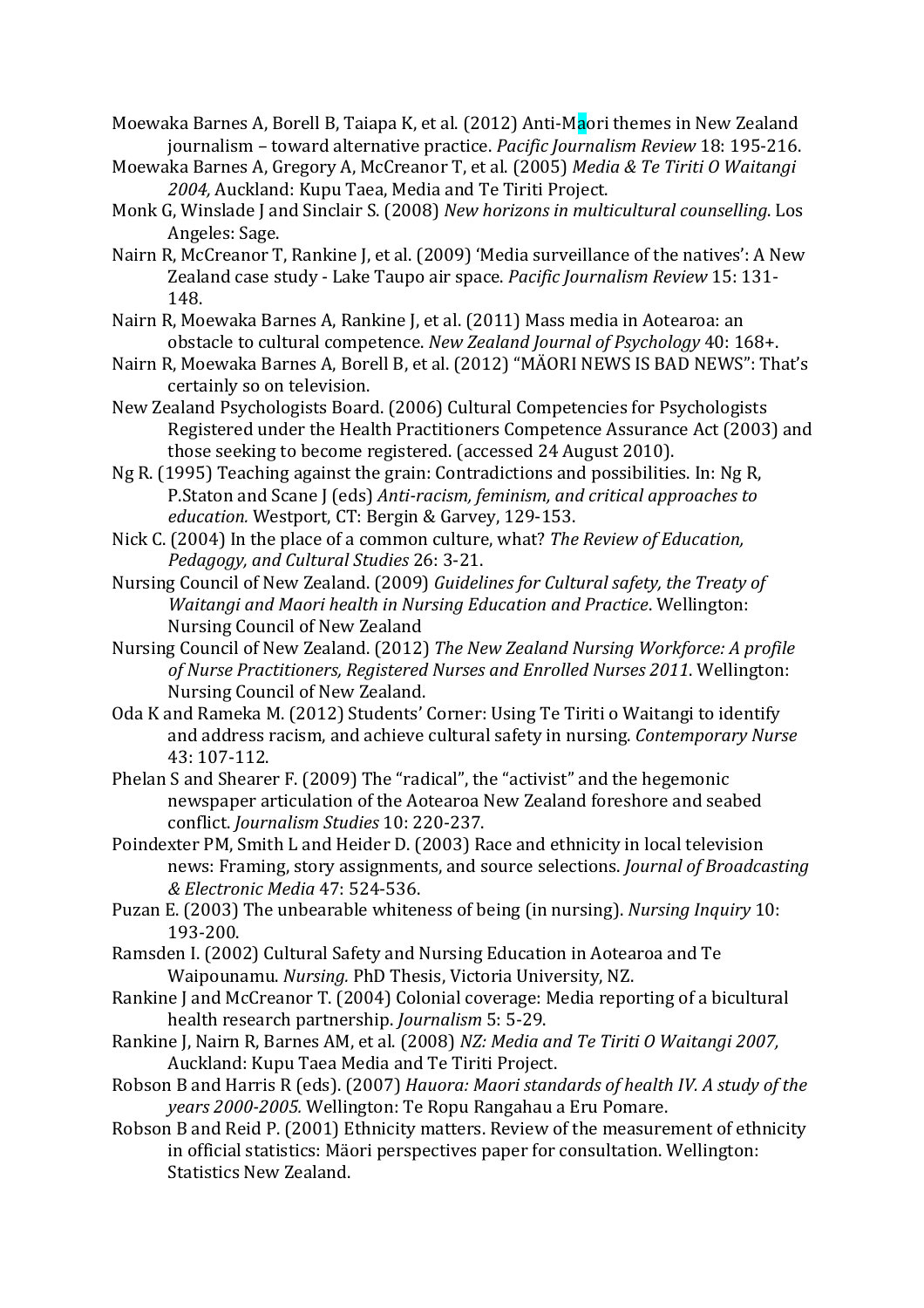Moewaka Barnes A, Borell B, Taiapa K, et al. (2012) Anti-Maori themes in New Zealand journalism – toward alternative practice. *Pacific Journalism Review* 18: 195-216.

Moewaka Barnes A, Gregory A, McCreanor T, et al. (2005) *Media & Te Tiriti O Waitangi 2004,* Auckland: Kupu Taea, Media and Te Tiriti Project.

Monk G, Winslade J and Sinclair S. (2008) *New horizons in multicultural counselling.* Los Angeles: Sage.

Nairn R, McCreanor T, Rankine J, et al. (2009) 'Media surveillance of the natives': A New Zealand case study - Lake Taupo air space. *Pacific Journalism Review* 15: 131-148.

Nairn R, Moewaka Barnes A, Rankine J, et al. (2011) Mass media in Aotearoa: an obstacle to cultural competence. *New Zealand Journal of Psychology* 40: 168+.

Nairn R, Moewaka Barnes A, Borell B, et al. (2012) "MÄORI NEWS IS BAD NEWS": That's certainly so on television.

New Zealand Psychologists Board. (2006) Cultural Competencies for Psychologists Registered under the Health Practitioners Competence Assurance Act (2003) and those seeking to become registered. (accessed 24 August 2010).

Ng R. (1995) Teaching against the grain: Contradictions and possibilities. In: Ng R, P.Staton and Scane J (eds) *Anti-racism, feminism, and critical approaches to education.* Westport, CT: Bergin & Garvey, 129-153.

Nick C. (2004) In the place of a common culture, what? *The Review of Education, Pedagogy, and Cultural Studies* 26: 3-21.

Nursing Council of New Zealand. (2009) *Guidelines for Cultural safety, the Treaty of Waitangi and Maori health in Nursing Education and Practice*. Wellington: Nursing Council of New Zealand

Nursing Council of New Zealand. (2012) *The New Zealand Nursing Workforce: A profile of Nurse Practitioners, Registered Nurses and Enrolled Nurses 2011*. Wellington: Nursing Council of New Zealand.

Oda K and Rameka M. (2012) Students' Corner: Using Te Tiriti o Waitangi to identify and address racism, and achieve cultural safety in nursing. *Contemporary Nurse* 43: 107-112.

Phelan S and Shearer F. (2009) The "radical", the "activist" and the hegemonic newspaper articulation of the Aotearoa New Zealand foreshore and seabed conflict. *Journalism Studies* 10: 220-237.

Poindexter PM, Smith L and Heider D. (2003) Race and ethnicity in local television news: Framing, story assignments, and source selections. *Journal of Broadcasting & Electronic Media* 47: 524-536.

Puzan E. (2003) The unbearable whiteness of being (in nursing). *Nursing Inquiry* 10: 193-200.

Ramsden I. (2002) Cultural Safety and Nursing Education in Aotearoa and Te Waipounamu. *Nursing.* PhD Thesis, Victoria University, NZ.

Rankine J and McCreanor T. (2004) Colonial coverage: Media reporting of a bicultural health research partnership. *Journalism* 5: 5-29.

Rankine J, Nairn R, Barnes AM, et al. (2008) *NZ: Media and Te Tiriti O Waitangi 2007,* Auckland: Kupu Taea Media and Te Tiriti Project.

Robson B and Harris R (eds). (2007) *Hauora: Maori standards of health IV. A study of the years 2000-2005.* Wellington: Te Ropu Rangahau a Eru Pomare.

Robson B and Reid P. (2001) Ethnicity matters. Review of the measurement of ethnicity in official statistics: Mäori perspectives paper for consultation. Wellington: Statistics New Zealand.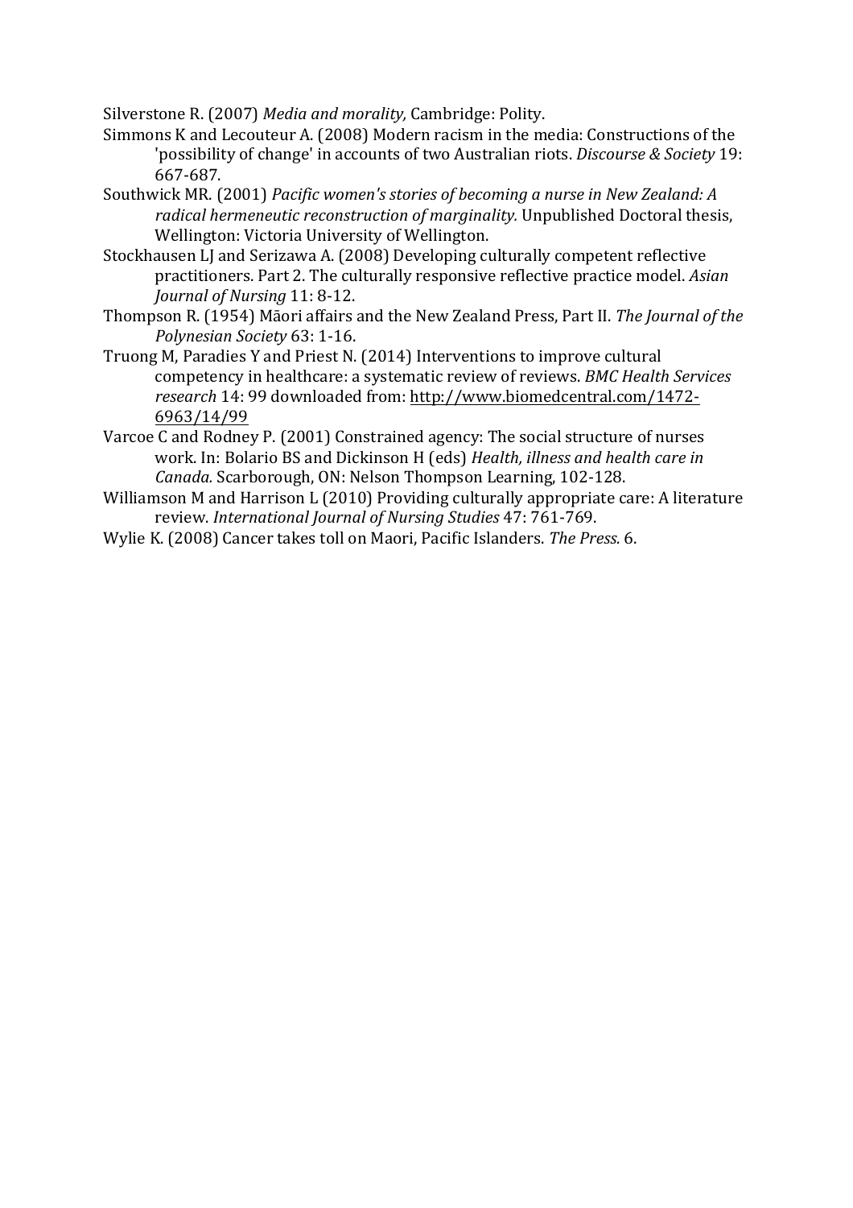Silverstone R. (2007) *Media and morality,* Cambridge: Polity.

Simmons K and Lecouteur A. (2008) Modern racism in the media: Constructions of the 'possibility of change' in accounts of two Australian riots. *Discourse & Society* 19: 667-687.

Southwick MR. (2001) *Pacific women's stories of becoming a nurse in New Zealand: A radical hermeneutic reconstruction of marginality.* Unpublished Doctoral thesis, Wellington: Victoria University of Wellington.

Stockhausen LJ and Serizawa A. (2008) Developing culturally competent reflective practitioners. Part 2. The culturally responsive reflective practice model. *Asian Journal of Nursing* 11: 8-12.

Thompson R. (1954) Māori affairs and the New Zealand Press, Part II. *The Journal of the Polynesian Society* 63: 1-16.

Truong M, Paradies Y and Priest N. (2014) Interventions to improve cultural competency in healthcare: a systematic review of reviews. *BMC Health Services research* 14: 99 downloaded from: http://www.biomedcentral.com/1472-6963/14/99

Varcoe C and Rodney P. (2001) Constrained agency: The social structure of nurses work. In: Bolario BS and Dickinson H (eds) *Health, illness and health care in Canada.* Scarborough, ON: Nelson Thompson Learning, 102-128.

Williamson M and Harrison L (2010) Providing culturally appropriate care: A literature review. *International Journal of Nursing Studies* 47: 761-769.

Wylie K. (2008) Cancer takes toll on Maori, Pacific Islanders. *The Press.* 6.